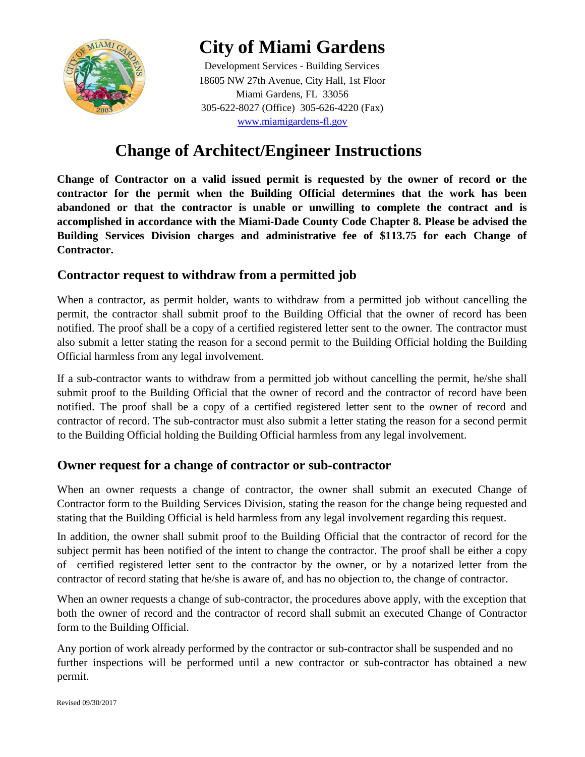# City of Miami Gardens

Development Services - Building Services
18605 NW 27th Avenue, City Hall, 1st Floor
Miami Gardens, FL 33056
305-622-8027 (Office) 305-626-4220 (Fax)
www.miamigardens-fl.gov

# Change of Architect/Engineer Instructions

**Change of Contractor on a valid issued permit is requested by the owner of record or the contractor for the permit when the Building Official determines that the work has been abandoned or that the contractor is unable or unwilling to complete the contract and is accomplished in accordance with the Miami-Dade County Code Chapter 8. Please be advised the Building Services Division charges and administrative fee of $113.75 for each Change of Contractor.**

## Contractor request to withdraw from a permitted job

When a contractor, as permit holder, wants to withdraw from a permitted job without cancelling the permit, the contractor shall submit proof to the Building Official that the owner of record has been notified. The proof shall be a copy of a certified registered letter sent to the owner. The contractor must also submit a letter stating the reason for a second permit to the Building Official holding the Building Official harmless from any legal involvement.

If a sub-contractor wants to withdraw from a permitted job without cancelling the permit, he/she shall submit proof to the Building Official that the owner of record and the contractor of record have been notified. The proof shall be a copy of a certified registered letter sent to the owner of record and contractor of record. The sub-contractor must also submit a letter stating the reason for a second permit to the Building Official holding the Building Official harmless from any legal involvement.

## Owner request for a change of contractor or sub-contractor

When an owner requests a change of contractor, the owner shall submit an executed Change of Contractor form to the Building Services Division, stating the reason for the change being requested and stating that the Building Official is held harmless from any legal involvement regarding this request.

In addition, the owner shall submit proof to the Building Official that the contractor of record for the subject permit has been notified of the intent to change the contractor. The proof shall be either a copy of certified registered letter sent to the contractor by the owner, or by a notarized letter from the contractor of record stating that he/she is aware of, and has no objection to, the change of contractor.

When an owner requests a change of sub-contractor, the procedures above apply, with the exception that both the owner of record and the contractor of record shall submit an executed Change of Contractor form to the Building Official.

Any portion of work already performed by the contractor or sub-contractor shall be suspended and no further inspections will be performed until a new contractor or sub-contractor has obtained a new permit.

Revised 09/30/2017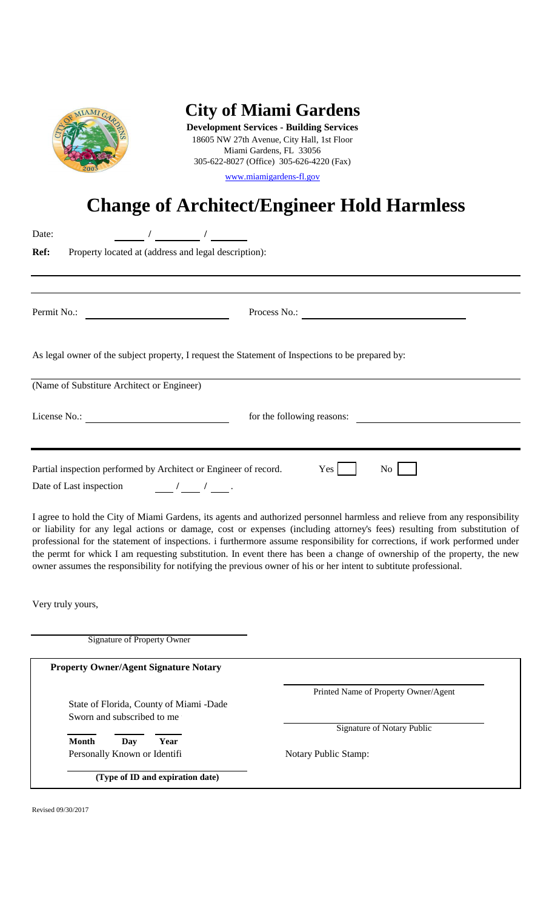# City of Miami Gardens

**Development Services - Building Services**
18605 NW 27th Avenue, City Hall, 1st Floor
Miami Gardens, FL 33056
305-622-8027 (Office) 305-626-4220 (Fax)

www.miamigardens-fl.gov

# Change of Architect/Engineer Hold Harmless

Date: _____ / _______ / _____

**Ref:** Property located at (address and legal description):

_______________________________________________

_______________________________________________

Permit No.: ____________________ Process No.: ____________________

As legal owner of the subject property, I request the Statement of Inspections to be prepared by:

_______________________________________________
(Name of Substiture Architect or Engineer)

License No.: ____________________ for the following reasons: ____________________

_______________________________________________

Partial inspection performed by Architect or Engineer of record. Yes [ ] No [ ]

Date of Last inspection ___ / ___ / ___ .

I agree to hold the City of Miami Gardens, its agents and authorized personnel harmless and relieve from any responsibility or liability for any legal actions or damage, cost or expenses (including attorney's fees) resulting from substitution of professional for the statement of inspections. i furthermore assume responsibility for corrections, if work performed under the permt for whick I am requesting substitution. In event there has been a change of ownership of the property, the new owner assumes the responsibility for notifying the previous owner of his or her intent to subtitute professional.

Very truly yours,

_______________________________________________
Signature of Property Owner

**Property Owner/Agent Signature Notary**

_______________________________________________
Printed Name of Property Owner/Agent

State of Florida, County of Miami -Dade
Sworn and subscribed to me

_______________________________________________
Signature of Notary Public

**Month** **Day** **Year**

Personally Known or Identifi

Notary Public Stamp:

_______________________________________________
**(Type of ID and expiration date)**

Revised 09/30/2017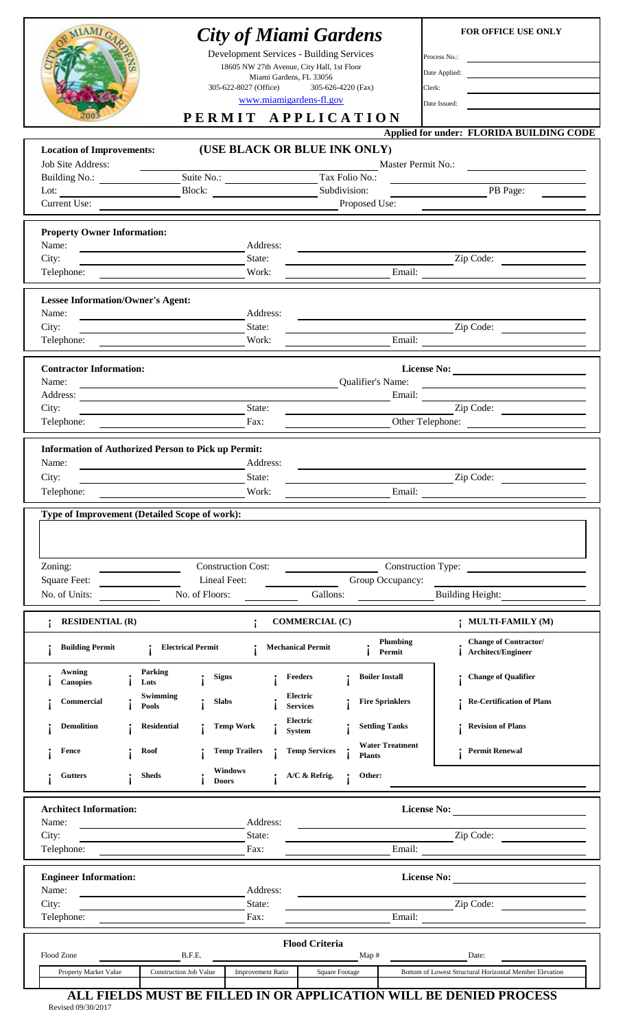# City of Miami Gardens

Development Services - Building Services
18605 NW 27th Avenue, City Hall, 1st Floor
Miami Gardens, FL 33056
305-622-8027 (Office) 305-626-4220 (Fax)
www.miamigardens-fl.gov

## PERMIT APPLICATION

**FOR OFFICE USE ONLY**

Process No.:
Date Applied:
Clerk:
Date Issued:

**Applied for under: FLORIDA BUILDING CODE**

**Location of Improvements:** **(USE BLACK OR BLUE INK ONLY)**

Job Site Address: Master Permit No.:
Building No.: Suite No.: Tax Folio No.:
Lot: Block: Subdivision: PB Page:
Current Use: Proposed Use:

**Property Owner Information:**

Name: Address:
City: State: Zip Code:
Telephone: Work: Email:

**Lessee Information/Owner's Agent:**

Name: Address:
City: State: Zip Code:
Telephone: Work: Email:

**Contractor Information:** **License No:**

Name: Qualifier's Name:
Address: Email:
City: State: Zip Code:
Telephone: Fax: Other Telephone:

**Information of Authorized Person to Pick up Permit:**

Name: Address:
City: State: Zip Code:
Telephone: Work: Email:

**Type of Improvement (Detailed Scope of work):**

Zoning: Construction Cost: Construction Type:
Square Feet: Lineal Feet: Group Occupancy:
No. of Units: No. of Floors: Gallons: Building Height:

| **RESIDENTIAL (R)** | | **COMMERCIAL (C)** | | **MULTI-FAMILY (M)** |
|---|---|---|---|---|
| **Building Permit** | **Electrical Permit** | **Mechanical Permit** | **Plumbing Permit** | **Change of Contractor/ Architect/Engineer** |
| **Awning Canopies** | **Parking Lots** | **Signs** | **Feeders** | **Boiler Install** | **Change of Qualifier** |
| **Commercial** | **Swimming Pools** | **Slabs** | **Electric Services** | **Fire Sprinklers** | **Re-Certification of Plans** |
| **Demolition** | **Residential** | **Temp Work** | **Electric System** | **Settling Tanks** | **Revision of Plans** |
| **Fence** | **Roof** | **Temp Trailers** | **Temp Services** | **Water Treatment Plants** | **Permit Renewal** |
| **Gutters** | **Sheds** | **Windows Doors** | **A/C & Refrig.** | **Other:** | |

**Architect Information:** **License No:**

Name: Address:
City: State: Zip Code:
Telephone: Fax: Email:

**Engineer Information:** **License No:**

Name: Address:
City: State: Zip Code:
Telephone: Fax: Email:

**Flood Criteria**

Flood Zone B.F.E. Map # Date:

| Property Market Value | Construction Job Value | Improvement Ratio | Square Footage | Bottom of Lowest Structural Horizontal Member Elevation |
|---|---|---|---|---|
| | | | | |

**ALL FIELDS MUST BE FILLED IN OR APPLICATION WILL BE DENIED PROCESS**

Revised 09/30/2017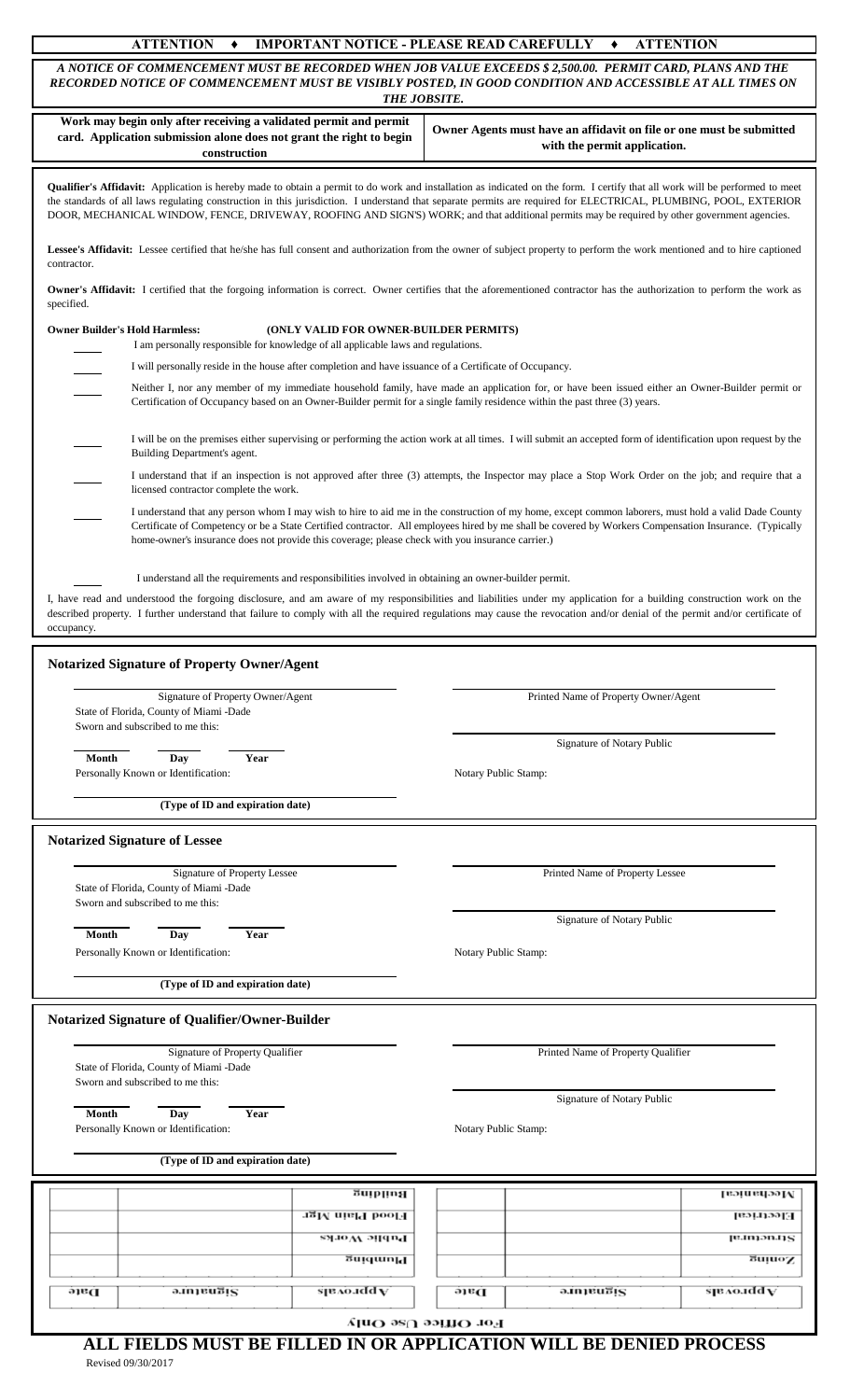**ATTENTION ♦ IMPORTANT NOTICE - PLEASE READ CAREFULLY ♦ ATTENTION**

***A NOTICE OF COMMENCEMENT MUST BE RECORDED WHEN JOB VALUE EXCEEDS $ 2,500.00. PERMIT CARD, PLANS AND THE RECORDED NOTICE OF COMMENCEMENT MUST BE VISIBLY POSTED, IN GOOD CONDITION AND ACCESSIBLE AT ALL TIMES ON THE JOBSITE.***

| **Work may begin only after receiving a validated permit and permit card. Application submission alone does not grant the right to begin construction** | **Owner Agents must have an affidavit on file or one must be submitted with the permit application.** |
|---|---|

**Qualifier's Affidavit:** Application is hereby made to obtain a permit to do work and installation as indicated on the form. I certify that all work will be performed to meet the standards of all laws regulating construction in this jurisdiction. I understand that separate permits are required for ELECTRICAL, PLUMBING, POOL, EXTERIOR DOOR, MECHANICAL WINDOW, FENCE, DRIVEWAY, ROOFING AND SIGN'S) WORK; and that additional permits may be required by other government agencies.

**Lessee's Affidavit:** Lessee certified that he/she has full consent and authorization from the owner of subject property to perform the work mentioned and to hire captioned contractor.

**Owner's Affidavit:** I certified that the forgoing information is correct. Owner certifies that the aforementioned contractor has the authorization to perform the work as specified.

**Owner Builder's Hold Harmless: (ONLY VALID FOR OWNER-BUILDER PERMITS)**

_____ I am personally responsible for knowledge of all applicable laws and regulations.

_____ I will personally reside in the house after completion and have issuance of a Certificate of Occupancy.

_____ Neither I, nor any member of my immediate household family, have made an application for, or have been issued either an Owner-Builder permit or Certification of Occupancy based on an Owner-Builder permit for a single family residence within the past three (3) years.

_____ I will be on the premises either supervising or performing the action work at all times. I will submit an accepted form of identification upon request by the Building Department's agent.

_____ I understand that if an inspection is not approved after three (3) attempts, the Inspector may place a Stop Work Order on the job; and require that a licensed contractor complete the work.

_____ I understand that any person whom I may wish to hire to aid me in the construction of my home, except common laborers, must hold a valid Dade County Certificate of Competency or be a State Certified contractor. All employees hired by me shall be covered by Workers Compensation Insurance. (Typically home-owner's insurance does not provide this coverage; please check with you insurance carrier.)

_____ I understand all the requirements and responsibilities involved in obtaining an owner-builder permit.

I, have read and understood the forgoing disclosure, and am aware of my responsibilities and liabilities under my application for a building construction work on the described property. I further understand that failure to comply with all the required regulations may cause the revocation and/or denial of the permit and/or certificate of occupancy.

## Notarized Signature of Property Owner/Agent

_______________________________ Signature of Property Owner/Agent
State of Florida, County of Miami -Dade
Sworn and subscribed to me this:

_____ Month _____ Day _____ Year
Personally Known or Identification:

_______________________________
**(Type of ID and expiration date)**

_______________________________ Printed Name of Property Owner/Agent

_______________________________ Signature of Notary Public

Notary Public Stamp:

## Notarized Signature of Lessee

_______________________________ Signature of Property Lessee
State of Florida, County of Miami -Dade
Sworn and subscribed to me this:

_____ Month _____ Day _____ Year
Personally Known or Identification:

_______________________________
**(Type of ID and expiration date)**

_______________________________ Printed Name of Property Lessee

_______________________________ Signature of Notary Public

Notary Public Stamp:

## Notarized Signature of Qualifier/Owner-Builder

_______________________________ Signature of Property Qualifier
State of Florida, County of Miami -Dade
Sworn and subscribed to me this:

_____ Month _____ Day _____ Year
Personally Known or Identification:

_______________________________
**(Type of ID and expiration date)**

_______________________________ Printed Name of Property Qualifier

_______________________________ Signature of Notary Public

Notary Public Stamp:

**For Office Use Only**

| Approvals | Signature | Date | Approvals | Signature | Date |
|---|---|---|---|---|---|
| Zoning | | | Plumbing | | |
| Structural | | | Public Works | | |
| Electrical | | | Flood Plain Mgr | | |
| Mechanical | | | Building | | |

**ALL FIELDS MUST BE FILLED IN OR APPLICATION WILL BE DENIED PROCESS**

Revised 09/30/2017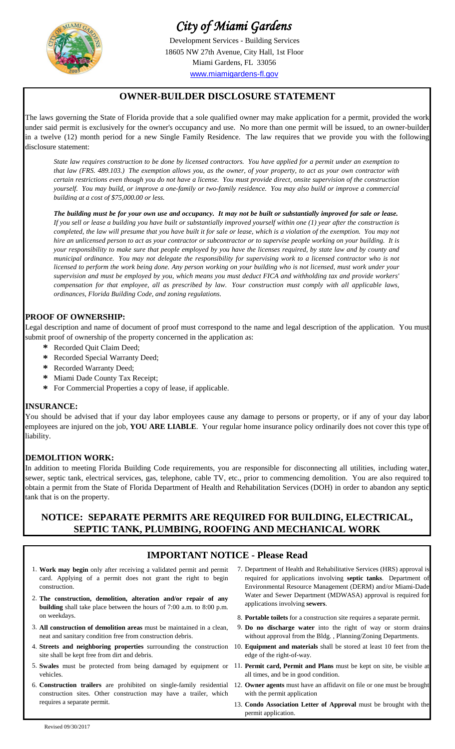# City of Miami Gardens

Development Services - Building Services
18605 NW 27th Avenue, City Hall, 1st Floor
Miami Gardens, FL 33056
www.miamigardens-fl.gov

## OWNER-BUILDER DISCLOSURE STATEMENT

The laws governing the State of Florida provide that a sole qualified owner may make application for a permit, provided the work under said permit is exclusively for the owner's occupancy and use. No more than one permit will be issued, to an owner-builder in a twelve (12) month period for a new Single Family Residence. The law requires that we provide you with the following disclosure statement:

*State law requires construction to be done by licensed contractors. You have applied for a permit under an exemption to that law (FRS. 489.103.) The exemption allows you, as the owner, of your property, to act as your own contractor with certain restrictions even though you do not have a license. You must provide direct, onsite supervision of the construction yourself. You may build, or improve a one-family or two-family residence. You may also build or improve a commercial building at a cost of $75,000.00 or less.*

***The building must be for your own use and occupancy. It may not be built or substantially improved for sale or lease.*** *If you sell or lease a building you have built or substantially improved yourself within one (1) year after the construction is completed, the law will presume that you have built it for sale or lease, which is a violation of the exemption. You may not hire an unlicensed person to act as your contractor or subcontractor or to supervise people working on your building. It is your responsibility to make sure that people employed by you have the licenses required, by state law and by county and municipal ordinance. You may not delegate the responsibility for supervising work to a licensed contractor who is not licensed to perform the work being done. Any person working on your building who is not licensed, must work under your supervision and must be employed by you, which means you must deduct FICA and withholding tax and provide workers' compensation for that employee, all as prescribed by law. Your construction must comply with all applicable laws, ordinances, Florida Building Code, and zoning regulations.*

### PROOF OF OWNERSHIP:

Legal description and name of document of proof must correspond to the name and legal description of the application. You must submit proof of ownership of the property concerned in the application as:

- Recorded Quit Claim Deed;
- Recorded Special Warranty Deed;
- Recorded Warranty Deed;
- Miami Dade County Tax Receipt;
- For Commercial Properties a copy of lease, if applicable.

### INSURANCE:

You should be advised that if your day labor employees cause any damage to persons or property, or if any of your day labor employees are injured on the job, **YOU ARE LIABLE**. Your regular home insurance policy ordinarily does not cover this type of liability.

### DEMOLITION WORK:

In addition to meeting Florida Building Code requirements, you are responsible for disconnecting all utilities, including water, sewer, septic tank, electrical services, gas, telephone, cable TV, etc., prior to commencing demolition. You are also required to obtain a permit from the State of Florida Department of Health and Rehabilitation Services (DOH) in order to abandon any septic tank that is on the property.

## NOTICE: SEPARATE PERMITS ARE REQUIRED FOR BUILDING, ELECTRICAL, SEPTIC TANK, PLUMBING, ROOFING AND MECHANICAL WORK

## IMPORTANT NOTICE - Please Read

1. **Work may begin** only after receiving a validated permit and permit card. Applying of a permit does not grant the right to begin construction.
2. **The construction, demolition, alteration and/or repair of any building** shall take place between the hours of 7:00 a.m. to 8:00 p.m. on weekdays.
3. **All construction of demolition areas** must be maintained in a clean, neat and sanitary condition free from construction debris.
4. **Streets and neighboring properties** surrounding the construction site shall be kept free from dirt and debris.
5. **Swales** must be protected from being damaged by equipment or vehicles.
6. **Construction trailers** are prohibited on single-family residential construction sites. Other construction may have a trailer, which requires a separate permit.
7. Department of Health and Rehabilitative Services (HRS) approval is required for applications involving **septic tanks**. Department of Environmental Resource Management (DERM) and/or Miami-Dade Water and Sewer Department (MDWASA) approval is required for applications involving **sewers**.
8. **Portable toilets** for a construction site requires a separate permit.
9. **Do no discharge water** into the right of way or storm drains without approval from the Bldg. , Planning/Zoning Departments.
10. **Equipment and materials** shall be stored at least 10 feet from the edge of the right-of-way.
11. **Permit card, Permit and Plans** must be kept on site, be visible at all times, and be in good condition.
12. **Owner agents** must have an affidavit on file or one must be brought with the permit application
13. **Condo Association Letter of Approval** must be brought with the permit application.

Revised 09/30/2017